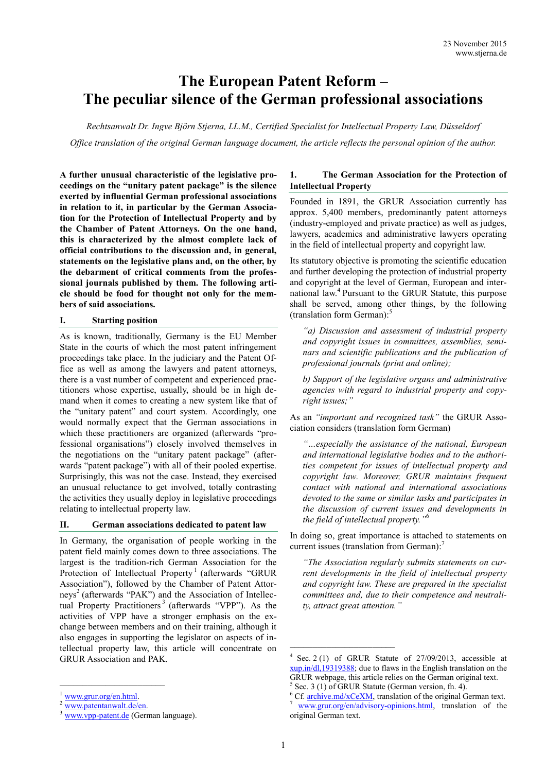23 November 2015
www.stjerna.de

# The European Patent Reform – The peculiar silence of the German professional associations

*Rechtsanwalt Dr. Ingve Björn Stjerna, LL.M., Certified Specialist for Intellectual Property Law, Düsseldorf*

*Office translation of the original German language document, the article reflects the personal opinion of the author.*

**A further unusual characteristic of the legislative proceedings on the "unitary patent package" is the silence exerted by influential German professional associations in relation to it, in particular by the German Association for the Protection of Intellectual Property and by the Chamber of Patent Attorneys. On the one hand, this is characterized by the almost complete lack of official contributions to the discussion and, in general, statements on the legislative plans and, on the other, by the debarment of critical comments from the professional journals published by them. The following article should be food for thought not only for the members of said associations.**

## I. Starting position

As is known, traditionally, Germany is the EU Member State in the courts of which the most patent infringement proceedings take place. In the judiciary and the Patent Office as well as among the lawyers and patent attorneys, there is a vast number of competent and experienced practitioners whose expertise, usually, should be in high demand when it comes to creating a new system like that of the "unitary patent" and court system. Accordingly, one would normally expect that the German associations in which these practitioners are organized (afterwards "professional organisations") closely involved themselves in the negotiations on the "unitary patent package" (afterwards "patent package") with all of their pooled expertise. Surprisingly, this was not the case. Instead, they exercised an unusual reluctance to get involved, totally contrasting the activities they usually deploy in legislative proceedings relating to intellectual property law.

## II. German associations dedicated to patent law

In Germany, the organisation of people working in the patent field mainly comes down to three associations. The largest is the tradition-rich German Association for the Protection of Intellectual Property[1] (afterwards "GRUR Association"), followed by the Chamber of Patent Attorneys[2] (afterwards "PAK") and the Association of Intellectual Property Practitioners[3] (afterwards "VPP"). As the activities of VPP have a stronger emphasis on the exchange between members and on their training, although it also engages in supporting the legislator on aspects of intellectual property law, this article will concentrate on GRUR Association and PAK.

### 1. The German Association for the Protection of Intellectual Property

Founded in 1891, the GRUR Association currently has approx. 5,400 members, predominantly patent attorneys (industry-employed and private practice) as well as judges, lawyers, academics and administrative lawyers operating in the field of intellectual property and copyright law.

Its statutory objective is promoting the scientific education and further developing the protection of industrial property and copyright at the level of German, European and international law.[4] Pursuant to the GRUR Statute, this purpose shall be served, among other things, by the following (translation form German):[5]

> *"a) Discussion and assessment of industrial property and copyright issues in committees, assemblies, seminars and scientific publications and the publication of professional journals (print and online);*
>
> *b) Support of the legislative organs and administrative agencies with regard to industrial property and copyright issues;"*

As an *"important and recognized task"* the GRUR Association considers (translation form German)

> *"…especially the assistance of the national, European and international legislative bodies and to the authorities competent for issues of intellectual property and copyright law. Moreover, GRUR maintains frequent contact with national and international associations devoted to the same or similar tasks and participates in the discussion of current issues and developments in the field of intellectual property."*[6]

In doing so, great importance is attached to statements on current issues (translation from German):[7]

> *"The Association regularly submits statements on current developments in the field of intellectual property and copyright law. These are prepared in the specialist committees and, due to their competence and neutrality, attract great attention."*

---

[1] www.grur.org/en.html.

[2] www.patentanwalt.de/en.

[3] www.vpp-patent.de (German language).

[4] Sec. 2 (1) of GRUR Statute of 27/09/2013, accessible at xup.in/dl,19319388; due to flaws in the English translation on the GRUR webpage, this article relies on the German original text.

[5] Sec. 3 (1) of GRUR Statute (German version, fn. 4).

[6] Cf. archive.md/xCeXM, translation of the original German text.

[7] www.grur.org/en/advisory-opinions.html, translation of the original German text.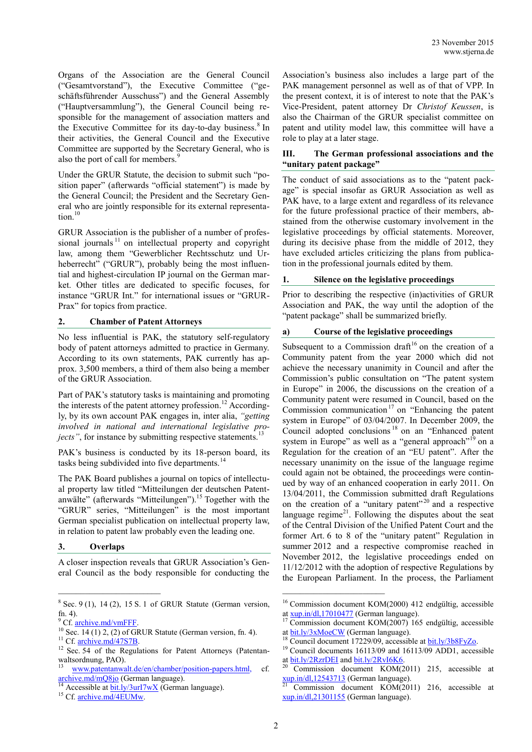Organs of the Association are the General Council ("Gesamtvorstand"), the Executive Committee ("geschäftsführender Ausschuss") and the General Assembly ("Hauptversammlung"), the General Council being responsible for the management of association matters and the Executive Committee for its day-to-day business.[8] In their activities, the General Council and the Executive Committee are supported by the Secretary General, who is also the port of call for members.[9]

Under the GRUR Statute, the decision to submit such "position paper" (afterwards "official statement") is made by the General Council; the President and the Secretary General who are jointly responsible for its external representation.[10]

GRUR Association is the publisher of a number of professional journals[11] on intellectual property and copyright law, among them "Gewerblicher Rechtsschutz und Urheberrecht" ("GRUR"), probably being the most influential and highest-circulation IP journal on the German market. Other titles are dedicated to specific focuses, for instance "GRUR Int." for international issues or "GRUR-Prax" for topics from practice.

### 2. Chamber of Patent Attorneys

No less influential is PAK, the statutory self-regulatory body of patent attorneys admitted to practice in Germany. According to its own statements, PAK currently has approx. 3,500 members, a third of them also being a member of the GRUR Association.

Part of PAK's statutory tasks is maintaining and promoting the interests of the patent attorney profession.[12] Accordingly, by its own account PAK engages in, inter alia, *"getting involved in national and international legislative projects"*, for instance by submitting respective statements.[13]

PAK's business is conducted by its 18-person board, its tasks being subdivided into five departments.[14]

The PAK Board publishes a journal on topics of intellectual property law titled "Mitteilungen der deutschen Patentanwälte" (afterwards "Mitteilungen").[15] Together with the "GRUR" series, "Mitteilungen" is the most important German specialist publication on intellectual property law, in relation to patent law probably even the leading one.

### 3. Overlaps

A closer inspection reveals that GRUR Association's General Council as the body responsible for conducting the Association's business also includes a large part of the PAK management personnel as well as of that of VPP. In the present context, it is of interest to note that the PAK's Vice-President, patent attorney Dr *Christof Keussen*, is also the Chairman of the GRUR specialist committee on patent and utility model law, this committee will have a role to play at a later stage.

## III. The German professional associations and the "unitary patent package"

The conduct of said associations as to the "patent package" is special insofar as GRUR Association as well as PAK have, to a large extent and regardless of its relevance for the future professional practice of their members, abstained from the otherwise customary involvement in the legislative proceedings by official statements. Moreover, during its decisive phase from the middle of 2012, they have excluded articles criticizing the plans from publication in the professional journals edited by them.

### 1. Silence on the legislative proceedings

Prior to describing the respective (in)activities of GRUR Association and PAK, the way until the adoption of the "patent package" shall be summarized briefly.

#### a) Course of the legislative proceedings

Subsequent to a Commission draft[16] on the creation of a Community patent from the year 2000 which did not achieve the necessary unanimity in Council and after the Commission's public consultation on "The patent system in Europe" in 2006, the discussions on the creation of a Community patent were resumed in Council, based on the Commission communication[17] on "Enhancing the patent system in Europe" of 03/04/2007. In December 2009, the Council adopted conclusions[18] on an "Enhanced patent system in Europe" as well as a "general approach"[19] on a Regulation for the creation of an "EU patent". After the necessary unanimity on the issue of the language regime could again not be obtained, the proceedings were continued by way of an enhanced cooperation in early 2011. On 13/04/2011, the Commission submitted draft Regulations on the creation of a "unitary patent"[20] and a respective language regime[21]. Following the disputes about the seat of the Central Division of the Unified Patent Court and the former Art. 6 to 8 of the "unitary patent" Regulation in summer 2012 and a respective compromise reached in November 2012, the legislative proceedings ended on 11/12/2012 with the adoption of respective Regulations by the European Parliament. In the process, the Parliament

---

[8] Sec. 9 (1), 14 (2), 15 S. 1 of GRUR Statute (German version, fn. 4).

[9] Cf. archive.md/vmFFF.

[10] Sec. 14 (1) 2, (2) of GRUR Statute (German version, fn. 4).

[11] Cf. archive.md/47S7B.

[12] Sec. 54 of the Regulations for Patent Attorneys (Patentanwaltsordnung, PAO).

[13] www.patentanwalt.de/en/chamber/position-papers.html, cf. archive.md/mQ8jo (German language).

[14] Accessible at bit.ly/3url7wX (German language).

[15] Cf. archive.md/4EUMw.

[16] Commission document KOM(2000) 412 endgültig, accessible at xup.in/dl,17010477 (German language).

[17] Commission document KOM(2007) 165 endgültig, accessible at bit.ly/3xMoeCW (German language).

[18] Council document 17229/09, accessible at bit.ly/3b8FyZo.

[19] Council documents 16113/09 and 16113/09 ADD1, accessible at bit.ly/2RzrDEI and bit.ly/2RvI6K6.

[20] Commission document KOM(2011) 215, accessible at xup.in/dl,12543713 (German language).

[21] Commission document KOM(2011) 216, accessible at xup.in/dl,21301155 (German language).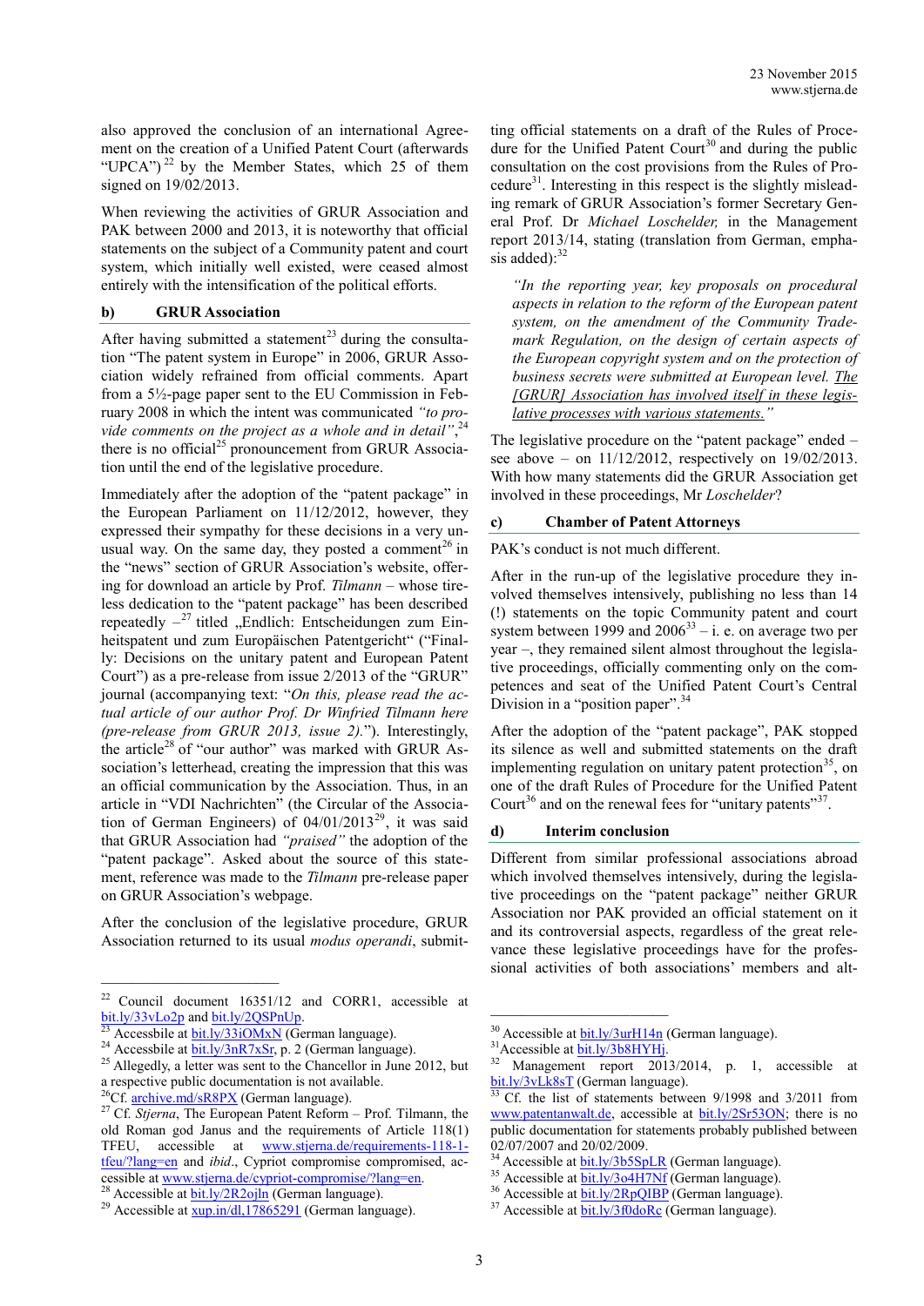also approved the conclusion of an international Agreement on the creation of a Unified Patent Court (afterwards "UPCA")[22] by the Member States, which 25 of them signed on 19/02/2013.

When reviewing the activities of GRUR Association and PAK between 2000 and 2013, it is noteworthy that official statements on the subject of a Community patent and court system, which initially well existed, were ceased almost entirely with the intensification of the political efforts.

### b) GRUR Association

After having submitted a statement[23] during the consultation "The patent system in Europe" in 2006, GRUR Association widely refrained from official comments. Apart from a 5½-page paper sent to the EU Commission in February 2008 in which the intent was communicated *"to provide comments on the project as a whole and in detail"*,[24] there is no official[25] pronouncement from GRUR Association until the end of the legislative procedure.

Immediately after the adoption of the "patent package" in the European Parliament on 11/12/2012, however, they expressed their sympathy for these decisions in a very unusual way. On the same day, they posted a comment[26] in the "news" section of GRUR Association's website, offering for download an article by Prof. *Tilmann* – whose tireless dedication to the "patent package" has been described repeatedly –[27] titled „Endlich: Entscheidungen zum Einheitspatent und zum Europäischen Patentgericht" ("Finally: Decisions on the unitary patent and European Patent Court") as a pre-release from issue 2/2013 of the "GRUR" journal (accompanying text: "*On this, please read the actual article of our author Prof. Dr Winfried Tilmann here (pre-release from GRUR 2013, issue 2).*"). Interestingly, the article[28] of "our author" was marked with GRUR Association's letterhead, creating the impression that this was an official communication by the Association. Thus, in an article in "VDI Nachrichten" (the Circular of the Association of German Engineers) of 04/01/2013[29], it was said that GRUR Association had *"praised"* the adoption of the "patent package". Asked about the source of this statement, reference was made to the *Tilmann* pre-release paper on GRUR Association's webpage.

After the conclusion of the legislative procedure, GRUR Association returned to its usual *modus operandi*, submitting official statements on a draft of the Rules of Procedure for the Unified Patent Court[30] and during the public consultation on the cost provisions from the Rules of Procedure[31]. Interesting in this respect is the slightly misleading remark of GRUR Association's former Secretary General Prof. Dr *Michael Loschelder,* in the Management report 2013/14, stating (translation from German, emphasis added):[32]

> *"In the reporting year, key proposals on procedural aspects in relation to the reform of the European patent system, on the amendment of the Community Trademark Regulation, on the design of certain aspects of the European copyright system and on the protection of business secrets were submitted at European level. <u>The [GRUR] Association has involved itself in these legislative processes with various statements.</u>"*

The legislative procedure on the "patent package" ended – see above – on 11/12/2012, respectively on 19/02/2013. With how many statements did the GRUR Association get involved in these proceedings, Mr *Loschelder*?

### c) Chamber of Patent Attorneys

PAK's conduct is not much different.

After in the run-up of the legislative procedure they involved themselves intensively, publishing no less than 14 (!) statements on the topic Community patent and court system between 1999 and 2006[33] – i. e. on average two per year –, they remained silent almost throughout the legislative proceedings, officially commenting only on the competences and seat of the Unified Patent Court's Central Division in a "position paper".[34]

After the adoption of the "patent package", PAK stopped its silence as well and submitted statements on the draft implementing regulation on unitary patent protection[35], on one of the draft Rules of Procedure for the Unified Patent Court[36] and on the renewal fees for "unitary patents"[37].

### d) Interim conclusion

Different from similar professional associations abroad which involved themselves intensively, during the legislative proceedings on the "patent package" neither GRUR Association nor PAK provided an official statement on it and its controversial aspects, regardless of the great relevance these legislative proceedings have for the professional activities of both associations' members and alt-

---

[22] Council document 16351/12 and CORR1, accessible at bit.ly/33vLo2p and bit.ly/2QSPnUp.
[23] Accessbile at bit.ly/33iOMxN (German language).
[24] Accessible at bit.ly/3nR7xSr, p. 2 (German language).
[25] Allegedly, a letter was sent to the Chancellor in June 2012, but a respective public documentation is not available.
[26] Cf. archive.md/sR8PX (German language).
[27] Cf. *Stjerna*, The European Patent Reform – Prof. Tilmann, the old Roman god Janus and the requirements of Article 118(1) TFEU, accessible at www.stjerna.de/requirements-118-1-tfeu/?lang=en and *ibid*., Cypriot compromise compromised, accessible at www.stjerna.de/cypriot-compromise/?lang=en.
[28] Accessible at bit.ly/2R2ojln (German language).
[29] Accessible at xup.in/dl,17865291 (German language).
[30] Accessible at bit.ly/3urH14n (German language).
[31] Accessible at bit.ly/3b8HYHj.
[32] Management report 2013/2014, p. 1, accessible at bit.ly/3vLk8sT (German language).
[33] Cf. the list of statements between 9/1998 and 3/2011 from www.patentanwalt.de, accessible at bit.ly/2Sr53ON; there is no public documentation for statements probably published between 02/07/2007 and 20/02/2009.
[34] Accessible at bit.ly/3b5SpLR (German language).
[35] Accessible at bit.ly/3o4H7Nf (German language).
[36] Accessible at bit.ly/2RpQIBP (German language).
[37] Accessible at bit.ly/3f0doRc (German language).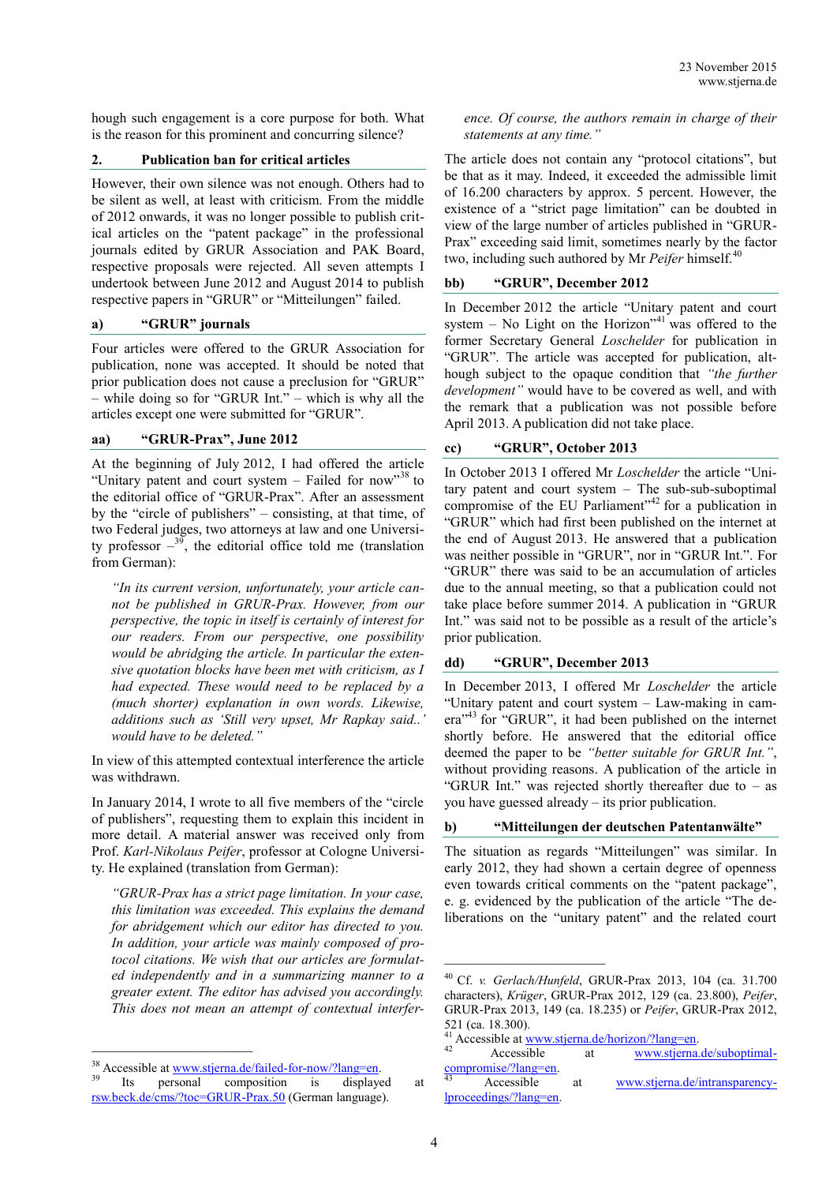hough such engagement is a core purpose for both. What is the reason for this prominent and concurring silence?

## 2. Publication ban for critical articles

However, their own silence was not enough. Others had to be silent as well, at least with criticism. From the middle of 2012 onwards, it was no longer possible to publish critical articles on the "patent package" in the professional journals edited by GRUR Association and PAK Board, respective proposals were rejected. All seven attempts I undertook between June 2012 and August 2014 to publish respective papers in "GRUR" or "Mitteilungen" failed.

### a) "GRUR" journals

Four articles were offered to the GRUR Association for publication, none was accepted. It should be noted that prior publication does not cause a preclusion for "GRUR" – while doing so for "GRUR Int." – which is why all the articles except one were submitted for "GRUR".

#### aa) "GRUR-Prax", June 2012

At the beginning of July 2012, I had offered the article "Unitary patent and court system – Failed for now"[38] to the editorial office of "GRUR-Prax". After an assessment by the "circle of publishers" – consisting, at that time, of two Federal judges, two attorneys at law and one University professor –[39], the editorial office told me (translation from German):

> *"In its current version, unfortunately, your article cannot be published in GRUR-Prax. However, from our perspective, the topic in itself is certainly of interest for our readers. From our perspective, one possibility would be abridging the article. In particular the extensive quotation blocks have been met with criticism, as I had expected. These would need to be replaced by a (much shorter) explanation in own words. Likewise, additions such as 'Still very upset, Mr Rapkay said..' would have to be deleted."*

In view of this attempted contextual interference the article was withdrawn.

In January 2014, I wrote to all five members of the "circle of publishers", requesting them to explain this incident in more detail. A material answer was received only from Prof. *Karl-Nikolaus Peifer*, professor at Cologne University. He explained (translation from German):

> *"GRUR-Prax has a strict page limitation. In your case, this limitation was exceeded. This explains the demand for abridgement which our editor has directed to you. In addition, your article was mainly composed of protocol citations. We wish that our articles are formulated independently and in a summarizing manner to a greater extent. The editor has advised you accordingly. This does not mean an attempt of contextual interference. Of course, the authors remain in charge of their statements at any time."*

The article does not contain any "protocol citations", but be that as it may. Indeed, it exceeded the admissible limit of 16.200 characters by approx. 5 percent. However, the existence of a "strict page limitation" can be doubted in view of the large number of articles published in "GRUR-Prax" exceeding said limit, sometimes nearly by the factor two, including such authored by Mr *Peifer* himself.[40]

#### bb) "GRUR", December 2012

In December 2012 the article "Unitary patent and court system – No Light on the Horizon"[41] was offered to the former Secretary General *Loschelder* for publication in "GRUR". The article was accepted for publication, although subject to the opaque condition that *"the further development"* would have to be covered as well, and with the remark that a publication was not possible before April 2013. A publication did not take place.

#### cc) "GRUR", October 2013

In October 2013 I offered Mr *Loschelder* the article "Unitary patent and court system – The sub-sub-suboptimal compromise of the EU Parliament"[42] for a publication in "GRUR" which had first been published on the internet at the end of August 2013. He answered that a publication was neither possible in "GRUR", nor in "GRUR Int.". For "GRUR" there was said to be an accumulation of articles due to the annual meeting, so that a publication could not take place before summer 2014. A publication in "GRUR Int." was said not to be possible as a result of the article's prior publication.

#### dd) "GRUR", December 2013

In December 2013, I offered Mr *Loschelder* the article "Unitary patent and court system – Law-making in camera"[43] for "GRUR", it had been published on the internet shortly before. He answered that the editorial office deemed the paper to be *"better suitable for GRUR Int."*, without providing reasons. A publication of the article in "GRUR Int." was rejected shortly thereafter due to – as you have guessed already – its prior publication.

### b) "Mitteilungen der deutschen Patentanwälte"

The situation as regards "Mitteilungen" was similar. In early 2012, they had shown a certain degree of openness even towards critical comments on the "patent package", e. g. evidenced by the publication of the article "The deliberations on the "unitary patent" and the related court

---

[38] Accessible at www.stjerna.de/failed-for-now/?lang=en.

[39] Its personal composition is displayed at rsw.beck.de/cms/?toc=GRUR-Prax.50 (German language).

[40] Cf. *v. Gerlach/Hunfeld*, GRUR-Prax 2013, 104 (ca. 31.700 characters), *Krüger*, GRUR-Prax 2012, 129 (ca. 23.800), *Peifer*, GRUR-Prax 2013, 149 (ca. 18.235) or *Peifer*, GRUR-Prax 2012, 521 (ca. 18.300).

[41] Accessible at www.stjerna.de/horizon/?lang=en.

[42] Accessible at www.stjerna.de/suboptimal-compromise/?lang=en.

[43] Accessible at www.stjerna.de/intransparency-lproceedings/?lang=en.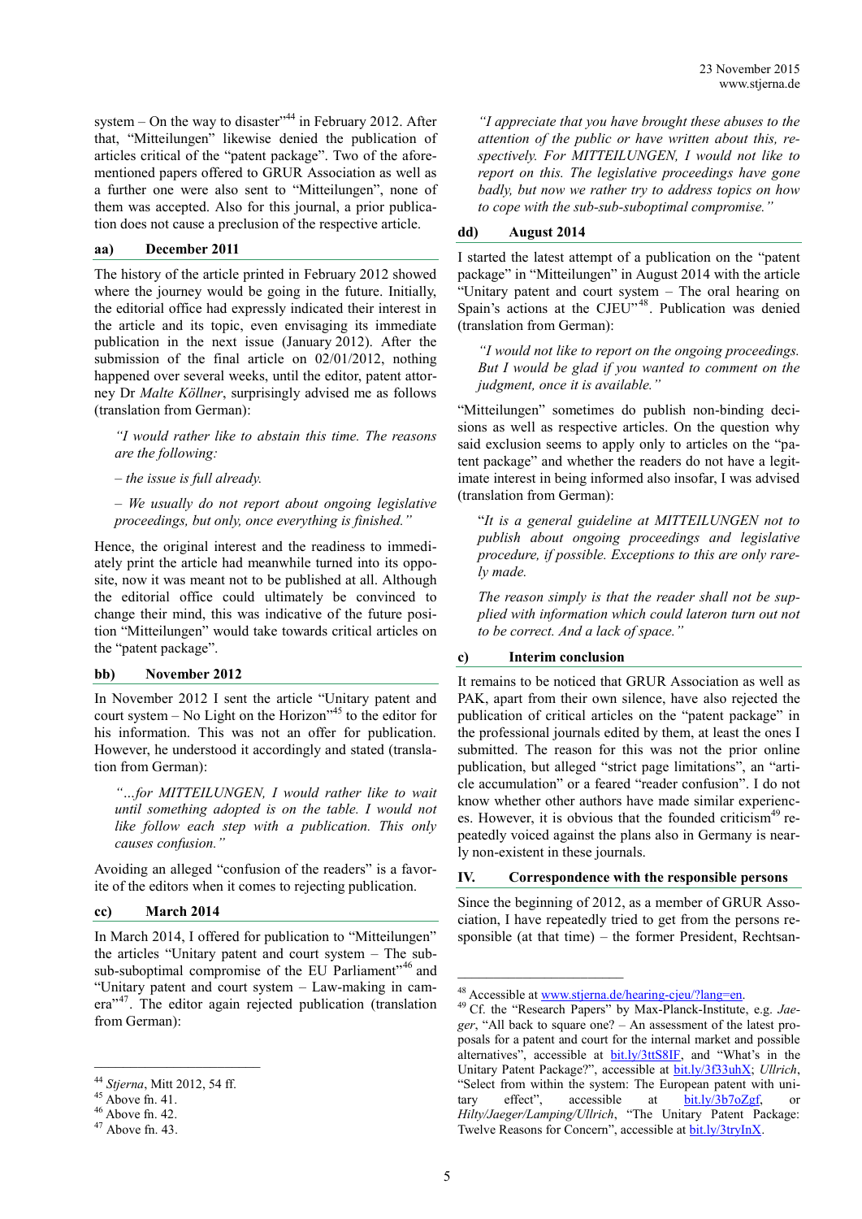system – On the way to disaster"[44] in February 2012. After that, "Mitteilungen" likewise denied the publication of articles critical of the "patent package". Two of the aforementioned papers offered to GRUR Association as well as a further one were also sent to "Mitteilungen", none of them was accepted. Also for this journal, a prior publication does not cause a preclusion of the respective article.

#### aa) December 2011

The history of the article printed in February 2012 showed where the journey would be going in the future. Initially, the editorial office had expressly indicated their interest in the article and its topic, even envisaging its immediate publication in the next issue (January 2012). After the submission of the final article on 02/01/2012, nothing happened over several weeks, until the editor, patent attorney Dr *Malte Köllner*, surprisingly advised me as follows (translation from German):

> *"I would rather like to abstain this time. The reasons are the following:*
>
> *– the issue is full already.*
>
> *– We usually do not report about ongoing legislative proceedings, but only, once everything is finished."*

Hence, the original interest and the readiness to immediately print the article had meanwhile turned into its opposite, now it was meant not to be published at all. Although the editorial office could ultimately be convinced to change their mind, this was indicative of the future position "Mitteilungen" would take towards critical articles on the "patent package".

#### bb) November 2012

In November 2012 I sent the article "Unitary patent and court system – No Light on the Horizon"[45] to the editor for his information. This was not an offer for publication. However, he understood it accordingly and stated (translation from German):

> *"…for MITTEILUNGEN, I would rather like to wait until something adopted is on the table. I would not like to follow each step with a publication. This only causes confusion."*

Avoiding an alleged "confusion of the readers" is a favorite of the editors when it comes to rejecting publication.

#### cc) March 2014

In March 2014, I offered for publication to "Mitteilungen" the articles "Unitary patent and court system – The sub-sub-suboptimal compromise of the EU Parliament"[46] and "Unitary patent and court system – Law-making in camera"[47]. The editor again rejected publication (translation from German):

> *"I appreciate that you have brought these abuses to the attention of the public or have written about this, respectively. For MITTEILUNGEN, I would not like to report on this. The legislative proceedings have gone badly, but now we rather try to address topics on how to cope with the sub-sub-suboptimal compromise."*

#### dd) August 2014

I started the latest attempt of a publication on the "patent package" in "Mitteilungen" in August 2014 with the article "Unitary patent and court system – The oral hearing on Spain's actions at the CJEU"[48]. Publication was denied (translation from German):

> *"I would not like to report on the ongoing proceedings. But I would be glad if you wanted to comment on the judgment, once it is available."*

"Mitteilungen" sometimes do publish non-binding decisions as well as respective articles. On the question why said exclusion seems to apply only to articles on the "patent package" and whether the readers do not have a legitimate interest in being informed also insofar, I was advised (translation from German):

> "*It is a general guideline at MITTEILUNGEN not to publish about ongoing proceedings and legislative procedure, if possible. Exceptions to this are only rarely made.*
>
> *The reason simply is that the reader shall not be supplied with information which could lateron turn out not to be correct. And a lack of space."*

### c) Interim conclusion

It remains to be noticed that GRUR Association as well as PAK, apart from their own silence, have also rejected the publication of critical articles on the "patent package" in the professional journals edited by them, at least the ones I submitted. The reason for this was not the prior online publication, but alleged "strict page limitations", an "article accumulation" or a feared "reader confusion". I do not know whether other authors have made similar experiences. However, it is obvious that the founded criticism[49] repeatedly voiced against the plans also in Germany is nearly non-existent in these journals.

## IV. Correspondence with the responsible persons

Since the beginning of 2012, as a member of GRUR Association, I have repeatedly tried to get from the persons responsible (at that time) – the former President, Rechtsan-

---

[44] *Stjerna*, Mitt 2012, 54 ff.

[45] Above fn. 41.

[46] Above fn. 42.

[47] Above fn. 43.

[48] Accessible at www.stjerna.de/hearing-cjeu/?lang=en.

[49] Cf. the "Research Papers" by Max-Planck-Institute, e.g. *Jaeger*, "All back to square one? – An assessment of the latest proposals for a patent and court for the internal market and possible alternatives", accessible at bit.ly/3ttS8IF, and "What's in the Unitary Patent Package?", accessible at bit.ly/3f33uhX; *Ullrich*, "Select from within the system: The European patent with unitary effect", accessible at bit.ly/3b7oZgf, or *Hilty/Jaeger/Lamping/Ullrich*, "The Unitary Patent Package: Twelve Reasons for Concern", accessible at bit.ly/3tryInX.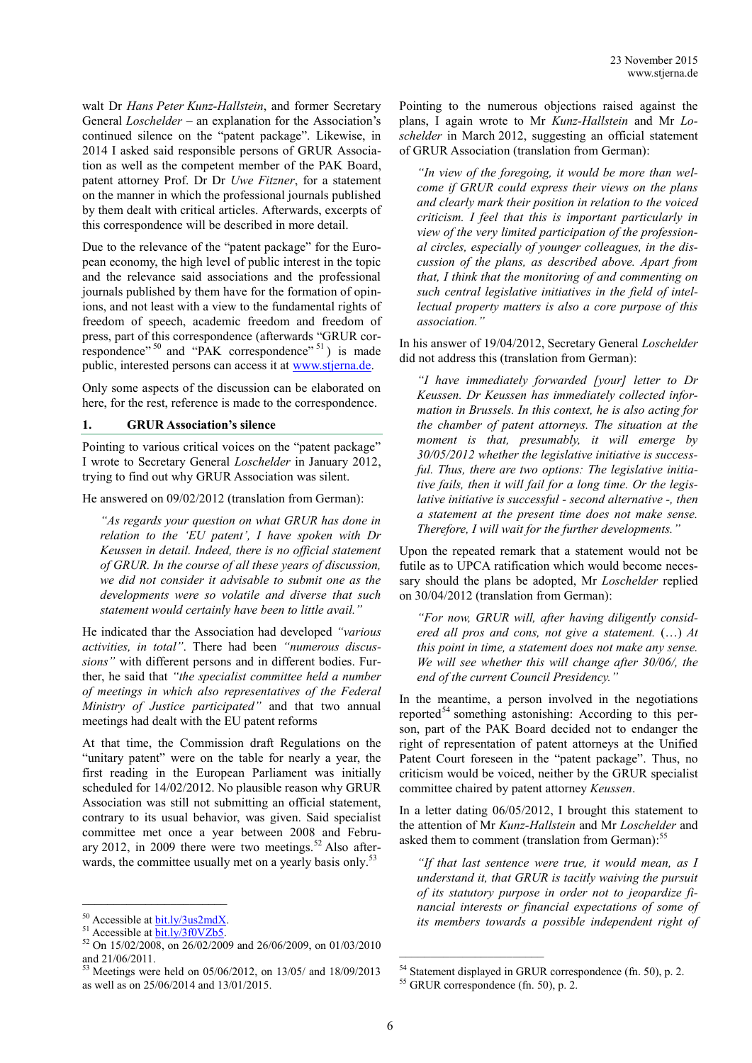walt Dr *Hans Peter Kunz-Hallstein*, and former Secretary General *Loschelder* – an explanation for the Association's continued silence on the "patent package". Likewise, in 2014 I asked said responsible persons of GRUR Association as well as the competent member of the PAK Board, patent attorney Prof. Dr Dr *Uwe Fitzner*, for a statement on the manner in which the professional journals published by them dealt with critical articles. Afterwards, excerpts of this correspondence will be described in more detail.

Due to the relevance of the "patent package" for the European economy, the high level of public interest in the topic and the relevance said associations and the professional journals published by them have for the formation of opinions, and not least with a view to the fundamental rights of freedom of speech, academic freedom and freedom of press, part of this correspondence (afterwards "GRUR correspondence"[50] and "PAK correspondence"[51]) is made public, interested persons can access it at www.stjerna.de.

Only some aspects of the discussion can be elaborated on here, for the rest, reference is made to the correspondence.

## 1. GRUR Association's silence

Pointing to various critical voices on the "patent package" I wrote to Secretary General *Loschelder* in January 2012, trying to find out why GRUR Association was silent.

He answered on 09/02/2012 (translation from German):

> *"As regards your question on what GRUR has done in relation to the 'EU patent', I have spoken with Dr Keussen in detail. Indeed, there is no official statement of GRUR. In the course of all these years of discussion, we did not consider it advisable to submit one as the developments were so volatile and diverse that such statement would certainly have been to little avail."*

He indicated thar the Association had developed *"various activities, in total"*. There had been *"numerous discussions"* with different persons and in different bodies. Further, he said that *"the specialist committee held a number of meetings in which also representatives of the Federal Ministry of Justice participated"* and that two annual meetings had dealt with the EU patent reforms

At that time, the Commission draft Regulations on the "unitary patent" were on the table for nearly a year, the first reading in the European Parliament was initially scheduled for 14/02/2012. No plausible reason why GRUR Association was still not submitting an official statement, contrary to its usual behavior, was given. Said specialist committee met once a year between 2008 and February 2012, in 2009 there were two meetings.[52] Also afterwards, the committee usually met on a yearly basis only.[53]

Pointing to the numerous objections raised against the plans, I again wrote to Mr *Kunz-Hallstein* and Mr *Loschelder* in March 2012, suggesting an official statement of GRUR Association (translation from German):

> *"In view of the foregoing, it would be more than welcome if GRUR could express their views on the plans and clearly mark their position in relation to the voiced criticism. I feel that this is important particularly in view of the very limited participation of the professional circles, especially of younger colleagues, in the discussion of the plans, as described above. Apart from that, I think that the monitoring of and commenting on such central legislative initiatives in the field of intellectual property matters is also a core purpose of this association."*

In his answer of 19/04/2012, Secretary General *Loschelder* did not address this (translation from German):

> *"I have immediately forwarded [your] letter to Dr Keussen. Dr Keussen has immediately collected information in Brussels. In this context, he is also acting for the chamber of patent attorneys. The situation at the moment is that, presumably, it will emerge by 30/05/2012 whether the legislative initiative is successful. Thus, there are two options: The legislative initiative fails, then it will fail for a long time. Or the legislative initiative is successful - second alternative -, then a statement at the present time does not make sense. Therefore, I will wait for the further developments."*

Upon the repeated remark that a statement would not be futile as to UPCA ratification which would become necessary should the plans be adopted, Mr *Loschelder* replied on 30/04/2012 (translation from German):

> *"For now, GRUR will, after having diligently considered all pros and cons, not give a statement.* (…) *At this point in time, a statement does not make any sense. We will see whether this will change after 30/06/, the end of the current Council Presidency."*

In the meantime, a person involved in the negotiations reported[54] something astonishing: According to this person, part of the PAK Board decided not to endanger the right of representation of patent attorneys at the Unified Patent Court foreseen in the "patent package". Thus, no criticism would be voiced, neither by the GRUR specialist committee chaired by patent attorney *Keussen*.

In a letter dating 06/05/2012, I brought this statement to the attention of Mr *Kunz-Hallstein* and Mr *Loschelder* and asked them to comment (translation from German):[55]

> *"If that last sentence were true, it would mean, as I understand it, that GRUR is tacitly waiving the pursuit of its statutory purpose in order not to jeopardize financial interests or financial expectations of some of its members towards a possible independent right of*

---

[50] Accessible at bit.ly/3us2mdX.

[51] Accessible at bit.ly/3f0VZb5.

[52] On 15/02/2008, on 26/02/2009 and 26/06/2009, on 01/03/2010 and 21/06/2011.

[53] Meetings were held on 05/06/2012, on 13/05/ and 18/09/2013 as well as on 25/06/2014 and 13/01/2015.

[54] Statement displayed in GRUR correspondence (fn. 50), p. 2.

[55] GRUR correspondence (fn. 50), p. 2.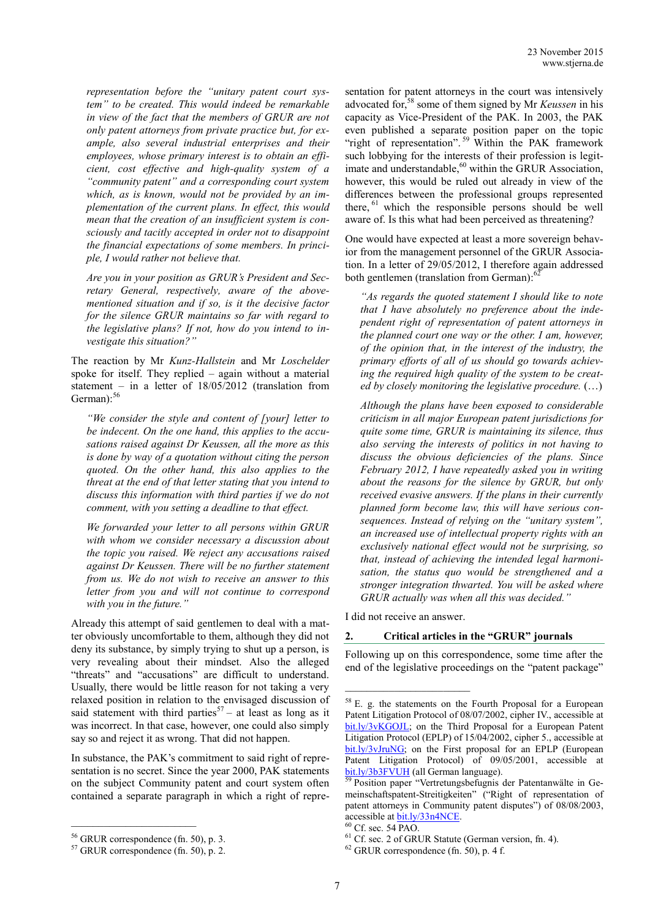*representation before the "unitary patent court system" to be created. This would indeed be remarkable in view of the fact that the members of GRUR are not only patent attorneys from private practice but, for example, also several industrial enterprises and their employees, whose primary interest is to obtain an efficient, cost effective and high-quality system of a "community patent" and a corresponding court system which, as is known, would not be provided by an implementation of the current plans. In effect, this would mean that the creation of an insufficient system is consciously and tacitly accepted in order not to disappoint the financial expectations of some members. In principle, I would rather not believe that.*

*Are you in your position as GRUR's President and Secretary General, respectively, aware of the above-mentioned situation and if so, is it the decisive factor for the silence GRUR maintains so far with regard to the legislative plans? If not, how do you intend to investigate this situation?"*

The reaction by Mr *Kunz-Hallstein* and Mr *Loschelder* spoke for itself. They replied – again without a material statement – in a letter of 18/05/2012 (translation from German):[56]

*"We consider the style and content of [your] letter to be indecent. On the one hand, this applies to the accusations raised against Dr Keussen, all the more as this is done by way of a quotation without citing the person quoted. On the other hand, this also applies to the threat at the end of that letter stating that you intend to discuss this information with third parties if we do not comment, with you setting a deadline to that effect.*

*We forwarded your letter to all persons within GRUR with whom we consider necessary a discussion about the topic you raised. We reject any accusations raised against Dr Keussen. There will be no further statement from us. We do not wish to receive an answer to this letter from you and will not continue to correspond with you in the future."*

Already this attempt of said gentlemen to deal with a matter obviously uncomfortable to them, although they did not deny its substance, by simply trying to shut up a person, is very revealing about their mindset. Also the alleged "threats" and "accusations" are difficult to understand. Usually, there would be little reason for not taking a very relaxed position in relation to the envisaged discussion of said statement with third parties[57] – at least as long as it was incorrect. In that case, however, one could also simply say so and reject it as wrong. That did not happen.

In substance, the PAK's commitment to said right of representation is no secret. Since the year 2000, PAK statements on the subject Community patent and court system often contained a separate paragraph in which a right of representation for patent attorneys in the court was intensively advocated for,[58] some of them signed by Mr *Keussen* in his capacity as Vice-President of the PAK. In 2003, the PAK even published a separate position paper on the topic "right of representation".[59] Within the PAK framework such lobbying for the interests of their profession is legitimate and understandable,[60] within the GRUR Association, however, this would be ruled out already in view of the differences between the professional groups represented there,[61] which the responsible persons should be well aware of. Is this what had been perceived as threatening?

One would have expected at least a more sovereign behavior from the management personnel of the GRUR Association. In a letter of 29/05/2012, I therefore again addressed both gentlemen (translation from German):[62]

*"As regards the quoted statement I should like to note that I have absolutely no preference about the independent right of representation of patent attorneys in the planned court one way or the other. I am, however, of the opinion that, in the interest of the industry, the primary efforts of all of us should go towards achieving the required high quality of the system to be created by closely monitoring the legislative procedure.* (…)

*Although the plans have been exposed to considerable criticism in all major European patent jurisdictions for quite some time, GRUR is maintaining its silence, thus also serving the interests of politics in not having to discuss the obvious deficiencies of the plans. Since February 2012, I have repeatedly asked you in writing about the reasons for the silence by GRUR, but only received evasive answers. If the plans in their currently planned form become law, this will have serious consequences. Instead of relying on the "unitary system", an increased use of intellectual property rights with an exclusively national effect would not be surprising, so that, instead of achieving the intended legal harmonisation, the status quo would be strengthened and a stronger integration thwarted. You will be asked where GRUR actually was when all this was decided."*

I did not receive an answer.

## 2. Critical articles in the "GRUR" journals

Following up on this correspondence, some time after the end of the legislative proceedings on the "patent package"

---

[56] GRUR correspondence (fn. 50), p. 3.

[57] GRUR correspondence (fn. 50), p. 2.

[58] E. g. the statements on the Fourth Proposal for a European Patent Litigation Protocol of 08/07/2002, cipher IV., accessible at bit.ly/3vKGOJL; on the Third Proposal for a European Patent Litigation Protocol (EPLP) of 15/04/2002, cipher 5., accessible at bit.ly/3vJruNG; on the First proposal for an EPLP (European Patent Litigation Protocol) of 09/05/2001, accessible at bit.ly/3b3FVUH (all German language).

[59] Position paper "Vertretungsbefugnis der Patentanwälte in Gemeinschaftspatent-Streitigkeiten" ("Right of representation of patent attorneys in Community patent disputes") of 08/08/2003, accessible at bit.ly/33n4NCE.

[60] Cf. sec. 54 PAO.

[61] Cf. sec. 2 of GRUR Statute (German version, fn. 4).

[62] GRUR correspondence (fn. 50), p. 4 f.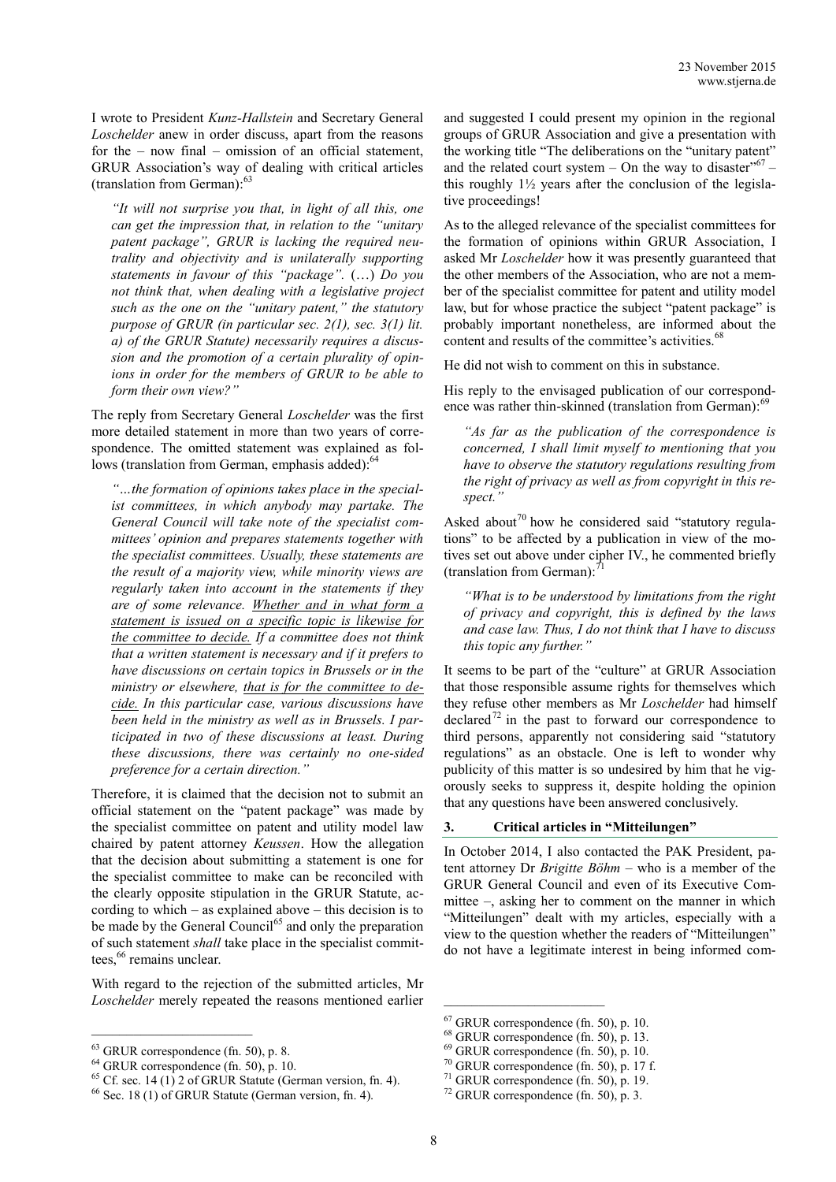I wrote to President *Kunz-Hallstein* and Secretary General *Loschelder* anew in order discuss, apart from the reasons for the – now final – omission of an official statement, GRUR Association's way of dealing with critical articles (translation from German):[63]

> *"It will not surprise you that, in light of all this, one can get the impression that, in relation to the "unitary patent package", GRUR is lacking the required neutrality and objectivity and is unilaterally supporting statements in favour of this "package".* (…) *Do you not think that, when dealing with a legislative project such as the one on the "unitary patent," the statutory purpose of GRUR (in particular sec. 2(1), sec. 3(1) lit. a) of the GRUR Statute) necessarily requires a discussion and the promotion of a certain plurality of opinions in order for the members of GRUR to be able to form their own view?"*

The reply from Secretary General *Loschelder* was the first more detailed statement in more than two years of correspondence. The omitted statement was explained as follows (translation from German, emphasis added):[64]

> *"…the formation of opinions takes place in the specialist committees, in which anybody may partake. The General Council will take note of the specialist committees' opinion and prepares statements together with the specialist committees. Usually, these statements are the result of a majority view, while minority views are regularly taken into account in the statements if they are of some relevance. <u>Whether and in what form a statement is issued on a specific topic is likewise for the committee to decide.</u> If a committee does not think that a written statement is necessary and if it prefers to have discussions on certain topics in Brussels or in the ministry or elsewhere, <u>that is for the committee to decide.</u> In this particular case, various discussions have been held in the ministry as well as in Brussels. I participated in two of these discussions at least. During these discussions, there was certainly no one-sided preference for a certain direction."*

Therefore, it is claimed that the decision not to submit an official statement on the "patent package" was made by the specialist committee on patent and utility model law chaired by patent attorney *Keussen*. How the allegation that the decision about submitting a statement is one for the specialist committee to make can be reconciled with the clearly opposite stipulation in the GRUR Statute, according to which – as explained above – this decision is to be made by the General Council[65] and only the preparation of such statement *shall* take place in the specialist committees,[66] remains unclear.

With regard to the rejection of the submitted articles, Mr *Loschelder* merely repeated the reasons mentioned earlier and suggested I could present my opinion in the regional groups of GRUR Association and give a presentation with the working title "The deliberations on the "unitary patent" and the related court system – On the way to disaster"[67] – this roughly 1½ years after the conclusion of the legislative proceedings!

As to the alleged relevance of the specialist committees for the formation of opinions within GRUR Association, I asked Mr *Loschelder* how it was presently guaranteed that the other members of the Association, who are not a member of the specialist committee for patent and utility model law, but for whose practice the subject "patent package" is probably important nonetheless, are informed about the content and results of the committee's activities.[68]

He did not wish to comment on this in substance.

His reply to the envisaged publication of our correspondence was rather thin-skinned (translation from German):[69]

> *"As far as the publication of the correspondence is concerned, I shall limit myself to mentioning that you have to observe the statutory regulations resulting from the right of privacy as well as from copyright in this respect."*

Asked about[70] how he considered said "statutory regulations" to be affected by a publication in view of the motives set out above under cipher IV., he commented briefly (translation from German):[71]

> *"What is to be understood by limitations from the right of privacy and copyright, this is defined by the laws and case law. Thus, I do not think that I have to discuss this topic any further."*

It seems to be part of the "culture" at GRUR Association that those responsible assume rights for themselves which they refuse other members as Mr *Loschelder* had himself declared[72] in the past to forward our correspondence to third persons, apparently not considering said "statutory regulations" as an obstacle. One is left to wonder why publicity of this matter is so undesired by him that he vigorously seeks to suppress it, despite holding the opinion that any questions have been answered conclusively.

### 3. Critical articles in "Mitteilungen"

In October 2014, I also contacted the PAK President, patent attorney Dr *Brigitte Böhm* – who is a member of the GRUR General Council and even of its Executive Committee –, asking her to comment on the manner in which "Mitteilungen" dealt with my articles, especially with a view to the question whether the readers of "Mitteilungen" do not have a legitimate interest in being informed com-

---

[63] GRUR correspondence (fn. 50), p. 8.

[64] GRUR correspondence (fn. 50), p. 10.

[65] Cf. sec. 14 (1) 2 of GRUR Statute (German version, fn. 4).

[66] Sec. 18 (1) of GRUR Statute (German version, fn. 4).

[67] GRUR correspondence (fn. 50), p. 10.

[68] GRUR correspondence (fn. 50), p. 13.

[69] GRUR correspondence (fn. 50), p. 10.

[70] GRUR correspondence (fn. 50), p. 17 f.

[71] GRUR correspondence (fn. 50), p. 19.

[72] GRUR correspondence (fn. 50), p. 3.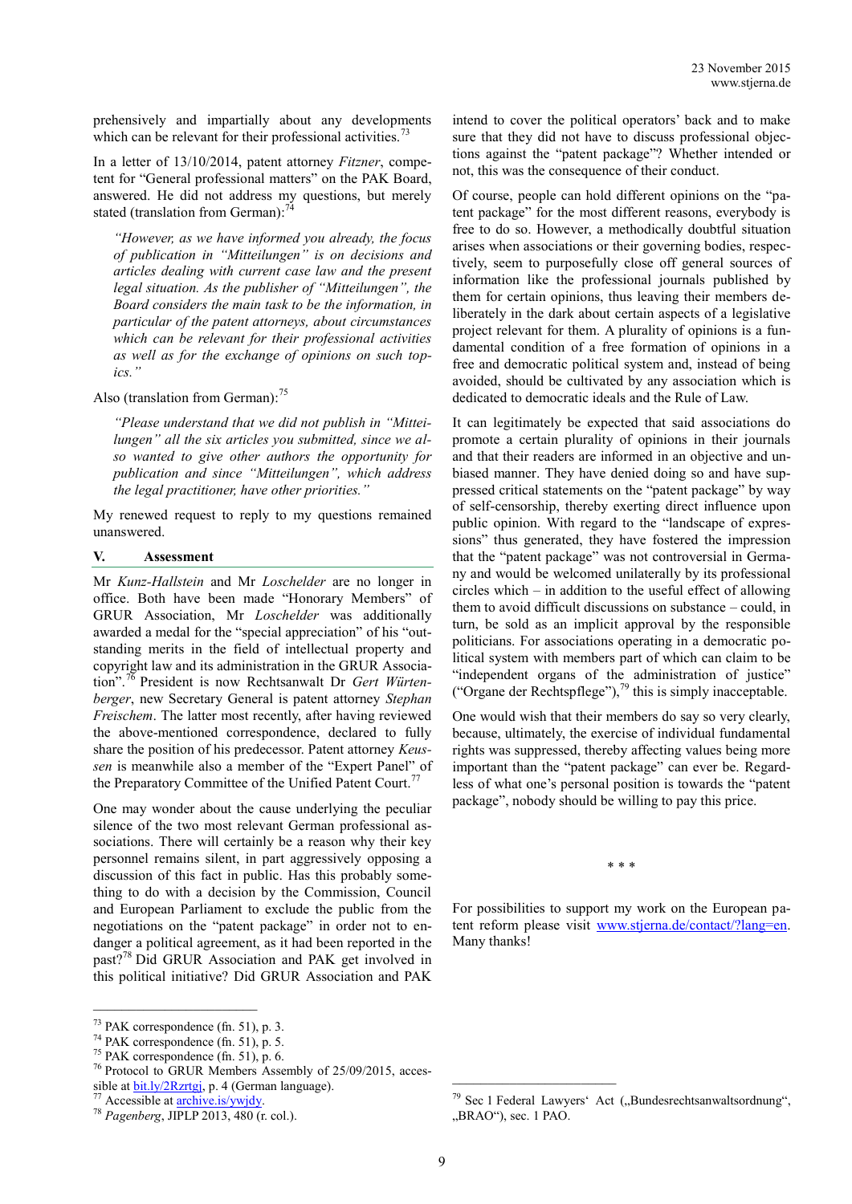prehensively and impartially about any developments which can be relevant for their professional activities.[73]

In a letter of 13/10/2014, patent attorney *Fitzner*, competent for "General professional matters" on the PAK Board, answered. He did not address my questions, but merely stated (translation from German):[74]

> *"However, as we have informed you already, the focus of publication in "Mitteilungen" is on decisions and articles dealing with current case law and the present legal situation. As the publisher of "Mitteilungen", the Board considers the main task to be the information, in particular of the patent attorneys, about circumstances which can be relevant for their professional activities as well as for the exchange of opinions on such topics."*

Also (translation from German):[75]

> *"Please understand that we did not publish in "Mitteilungen" all the six articles you submitted, since we also wanted to give other authors the opportunity for publication and since "Mitteilungen", which address the legal practitioner, have other priorities."*

My renewed request to reply to my questions remained unanswered.

## V. Assessment

Mr *Kunz-Hallstein* and Mr *Loschelder* are no longer in office. Both have been made "Honorary Members" of GRUR Association, Mr *Loschelder* was additionally awarded a medal for the "special appreciation" of his "outstanding merits in the field of intellectual property and copyright law and its administration in the GRUR Association".[76] President is now Rechtsanwalt Dr *Gert Würtenberger*, new Secretary General is patent attorney *Stephan Freischem*. The latter most recently, after having reviewed the above-mentioned correspondence, declared to fully share the position of his predecessor. Patent attorney *Keussen* is meanwhile also a member of the "Expert Panel" of the Preparatory Committee of the Unified Patent Court.[77]

One may wonder about the cause underlying the peculiar silence of the two most relevant German professional associations. There will certainly be a reason why their key personnel remains silent, in part aggressively opposing a discussion of this fact in public. Has this probably something to do with a decision by the Commission, Council and European Parliament to exclude the public from the negotiations on the "patent package" in order not to endanger a political agreement, as it had been reported in the past?[78] Did GRUR Association and PAK get involved in this political initiative? Did GRUR Association and PAK intend to cover the political operators' back and to make sure that they did not have to discuss professional objections against the "patent package"? Whether intended or not, this was the consequence of their conduct.

Of course, people can hold different opinions on the "patent package" for the most different reasons, everybody is free to do so. However, a methodically doubtful situation arises when associations or their governing bodies, respectively, seem to purposefully close off general sources of information like the professional journals published by them for certain opinions, thus leaving their members deliberately in the dark about certain aspects of a legislative project relevant for them. A plurality of opinions is a fundamental condition of a free formation of opinions in a free and democratic political system and, instead of being avoided, should be cultivated by any association which is dedicated to democratic ideals and the Rule of Law.

It can legitimately be expected that said associations do promote a certain plurality of opinions in their journals and that their readers are informed in an objective and unbiased manner. They have denied doing so and have suppressed critical statements on the "patent package" by way of self-censorship, thereby exerting direct influence upon public opinion. With regard to the "landscape of expressions" thus generated, they have fostered the impression that the "patent package" was not controversial in Germany and would be welcomed unilaterally by its professional circles which – in addition to the useful effect of allowing them to avoid difficult discussions on substance – could, in turn, be sold as an implicit approval by the responsible politicians. For associations operating in a democratic political system with members part of which can claim to be "independent organs of the administration of justice" ("Organe der Rechtspflege"),[79] this is simply inacceptable.

One would wish that their members do say so very clearly, because, ultimately, the exercise of individual fundamental rights was suppressed, thereby affecting values being more important than the "patent package" can ever be. Regardless of what one's personal position is towards the "patent package", nobody should be willing to pay this price.

\* \* \*

For possibilities to support my work on the European patent reform please visit [www.stjerna.de/contact/?lang=en](www.stjerna.de/contact/?lang=en). Many thanks!

---

[73] PAK correspondence (fn. 51), p. 3.
[74] PAK correspondence (fn. 51), p. 5.
[75] PAK correspondence (fn. 51), p. 6.
[76] Protocol to GRUR Members Assembly of 25/09/2015, accessible at [bit.ly/2Rzrtgj](bit.ly/2Rzrtgj), p. 4 (German language).
[77] Accessible at [archive.is/ywjdy](archive.is/ywjdy).
[78] *Pagenberg*, JIPLP 2013, 480 (r. col.).
[79] Sec 1 Federal Lawyers' Act („Bundesrechtsanwaltsordnung", „BRAO"), sec. 1 PAO.